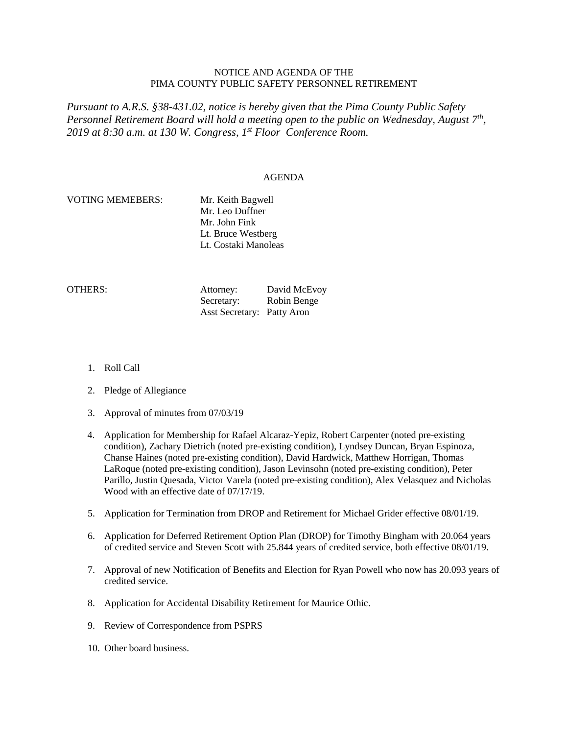NOTICE AND AGENDA OF THE
PIMA COUNTY PUBLIC SAFETY PERSONNEL RETIREMENT

*Pursuant to A.R.S. §38-431.02, notice is hereby given that the Pima County Public Safety Personnel Retirement Board will hold a meeting open to the public on Wednesday, August 7th, 2019 at 8:30 a.m. at 130 W. Congress, 1st Floor Conference Room.*

AGENDA

VOTING MEMEBERS:

- Mr. Keith Bagwell
- Mr. Leo Duffner
- Mr. John Fink
- Lt. Bruce Westberg
- Lt. Costaki Manoleas

OTHERS:

| | |
|---|---|
| Attorney: | David McEvoy |
| Secretary: | Robin Benge |
| Asst Secretary: | Patty Aron |

1. Roll Call
2. Pledge of Allegiance
3. Approval of minutes from 07/03/19
4. Application for Membership for Rafael Alcaraz-Yepiz, Robert Carpenter (noted pre-existing condition), Zachary Dietrich (noted pre-existing condition), Lyndsey Duncan, Bryan Espinoza, Chanse Haines (noted pre-existing condition), David Hardwick, Matthew Horrigan, Thomas LaRoque (noted pre-existing condition), Jason Levinsohn (noted pre-existing condition), Peter Parillo, Justin Quesada, Victor Varela (noted pre-existing condition), Alex Velasquez and Nicholas Wood with an effective date of 07/17/19.
5. Application for Termination from DROP and Retirement for Michael Grider effective 08/01/19.
6. Application for Deferred Retirement Option Plan (DROP) for Timothy Bingham with 20.064 years of credited service and Steven Scott with 25.844 years of credited service, both effective 08/01/19.
7. Approval of new Notification of Benefits and Election for Ryan Powell who now has 20.093 years of credited service.
8. Application for Accidental Disability Retirement for Maurice Othic.
9. Review of Correspondence from PSPRS
10. Other board business.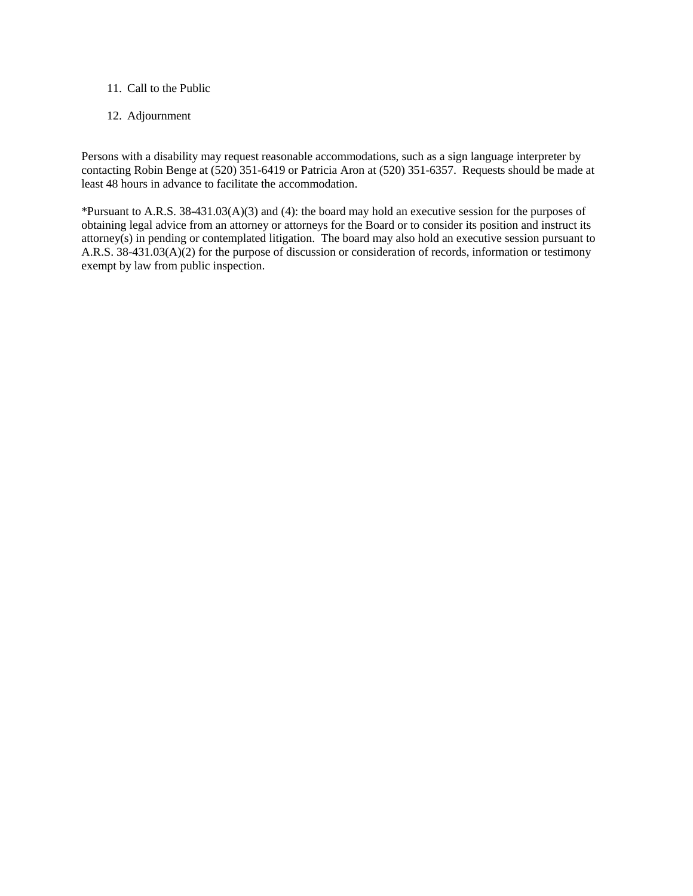11. Call to the Public

12. Adjournment

Persons with a disability may request reasonable accommodations, such as a sign language interpreter by contacting Robin Benge at (520) 351-6419 or Patricia Aron at (520) 351-6357. Requests should be made at least 48 hours in advance to facilitate the accommodation.

*Pursuant to A.R.S. 38-431.03(A)(3) and (4): the board may hold an executive session for the purposes of obtaining legal advice from an attorney or attorneys for the Board or to consider its position and instruct its attorney(s) in pending or contemplated litigation. The board may also hold an executive session pursuant to A.R.S. 38-431.03(A)(2) for the purpose of discussion or consideration of records, information or testimony exempt by law from public inspection.